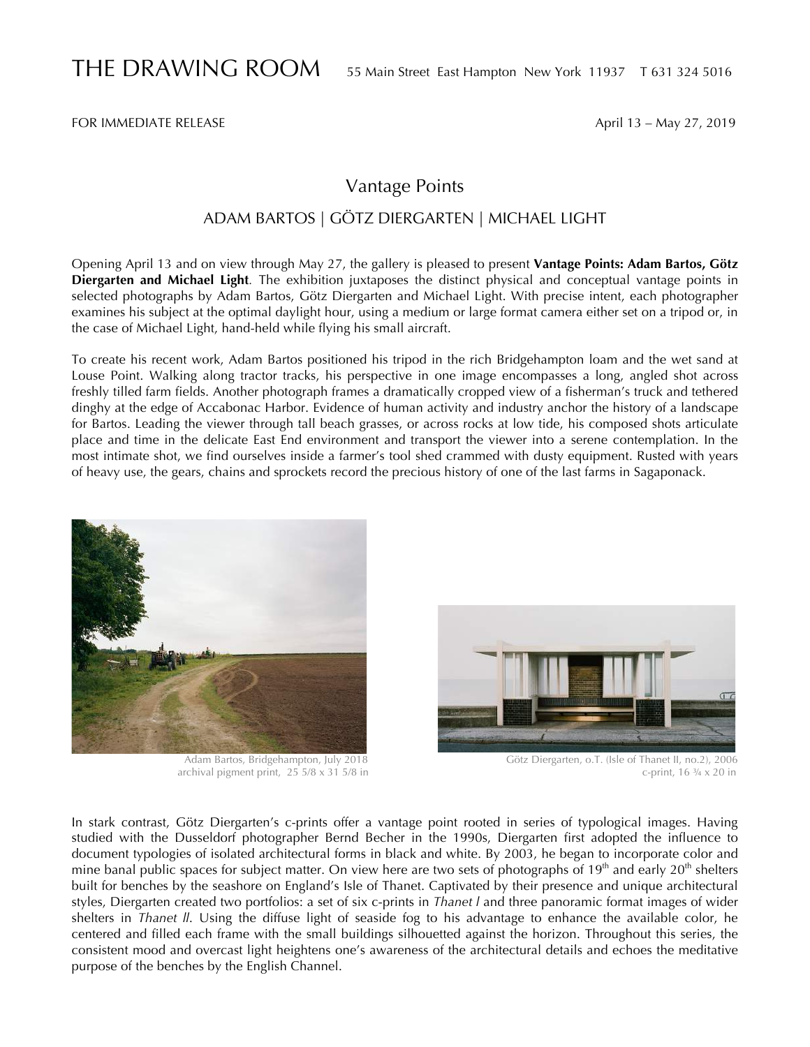# THE DRAWING ROOM

55 Main Street East Hampton New York 11937 T 631 324 5016

FOR IMMEDIATE RELEASE

April 13 – May 27, 2019

## Vantage Points

### ADAM BARTOS | GÖTZ DIERGARTEN | MICHAEL LIGHT

Opening April 13 and on view through May 27, the gallery is pleased to present **Vantage Points: Adam Bartos, Götz Diergarten and Michael Light**. The exhibition juxtaposes the distinct physical and conceptual vantage points in selected photographs by Adam Bartos, Götz Diergarten and Michael Light. With precise intent, each photographer examines his subject at the optimal daylight hour, using a medium or large format camera either set on a tripod or, in the case of Michael Light, hand-held while flying his small aircraft.

To create his recent work, Adam Bartos positioned his tripod in the rich Bridgehampton loam and the wet sand at Louse Point. Walking along tractor tracks, his perspective in one image encompasses a long, angled shot across freshly tilled farm fields. Another photograph frames a dramatically cropped view of a fisherman's truck and tethered dinghy at the edge of Accabonac Harbor. Evidence of human activity and industry anchor the history of a landscape for Bartos. Leading the viewer through tall beach grasses, or across rocks at low tide, his composed shots articulate place and time in the delicate East End environment and transport the viewer into a serene contemplation. In the most intimate shot, we find ourselves inside a farmer's tool shed crammed with dusty equipment. Rusted with years of heavy use, the gears, chains and sprockets record the precious history of one of the last farms in Sagaponack.

Adam Bartos, Bridgehampton, July 2018
archival pigment print, 25 5/8 x 31 5/8 in

Götz Diergarten, o.T. (Isle of Thanet II, no.2), 2006
c-print, 16 ¾ x 20 in

In stark contrast, Götz Diergarten's c-prints offer a vantage point rooted in series of typological images. Having studied with the Dusseldorf photographer Bernd Becher in the 1990s, Diergarten first adopted the influence to document typologies of isolated architectural forms in black and white. By 2003, he began to incorporate color and mine banal public spaces for subject matter. On view here are two sets of photographs of 19th and early 20th shelters built for benches by the seashore on England's Isle of Thanet. Captivated by their presence and unique architectural styles, Diergarten created two portfolios: a set of six c-prints in *Thanet I* and three panoramic format images of wider shelters in *Thanet II*. Using the diffuse light of seaside fog to his advantage to enhance the available color, he centered and filled each frame with the small buildings silhouetted against the horizon. Throughout this series, the consistent mood and overcast light heightens one's awareness of the architectural details and echoes the meditative purpose of the benches by the English Channel.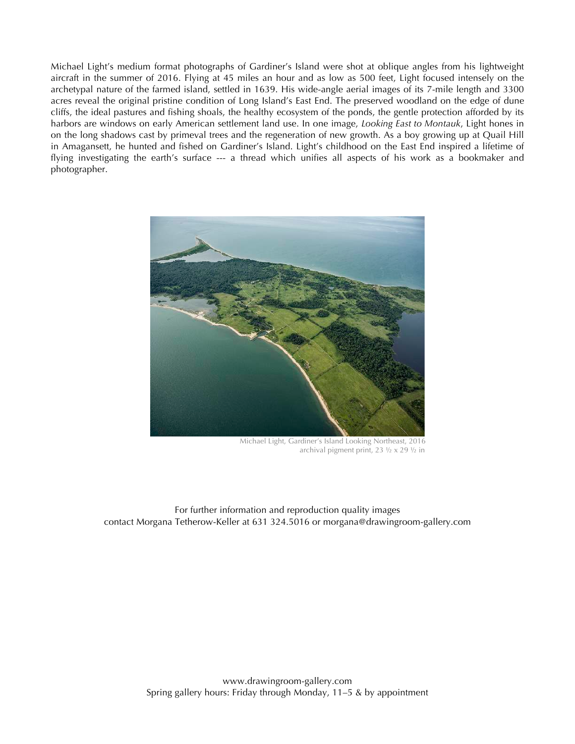Michael Light's medium format photographs of Gardiner's Island were shot at oblique angles from his lightweight aircraft in the summer of 2016. Flying at 45 miles an hour and as low as 500 feet, Light focused intensely on the archetypal nature of the farmed island, settled in 1639. His wide-angle aerial images of its 7-mile length and 3300 acres reveal the original pristine condition of Long Island's East End. The preserved woodland on the edge of dune cliffs, the ideal pastures and fishing shoals, the healthy ecosystem of the ponds, the gentle protection afforded by its harbors are windows on early American settlement land use. In one image, *Looking East to Montauk*, Light hones in on the long shadows cast by primeval trees and the regeneration of new growth. As a boy growing up at Quail Hill in Amagansett, he hunted and fished on Gardiner's Island. Light's childhood on the East End inspired a lifetime of flying investigating the earth's surface --- a thread which unifies all aspects of his work as a bookmaker and photographer.

Michael Light, Gardiner's Island Looking Northeast, 2016
archival pigment print, 23 ½ x 29 ½ in

For further information and reproduction quality images
contact Morgana Tetherow-Keller at 631 324.5016 or morgana@drawingroom-gallery.com

www.drawingroom-gallery.com
Spring gallery hours: Friday through Monday, 11–5 & by appointment